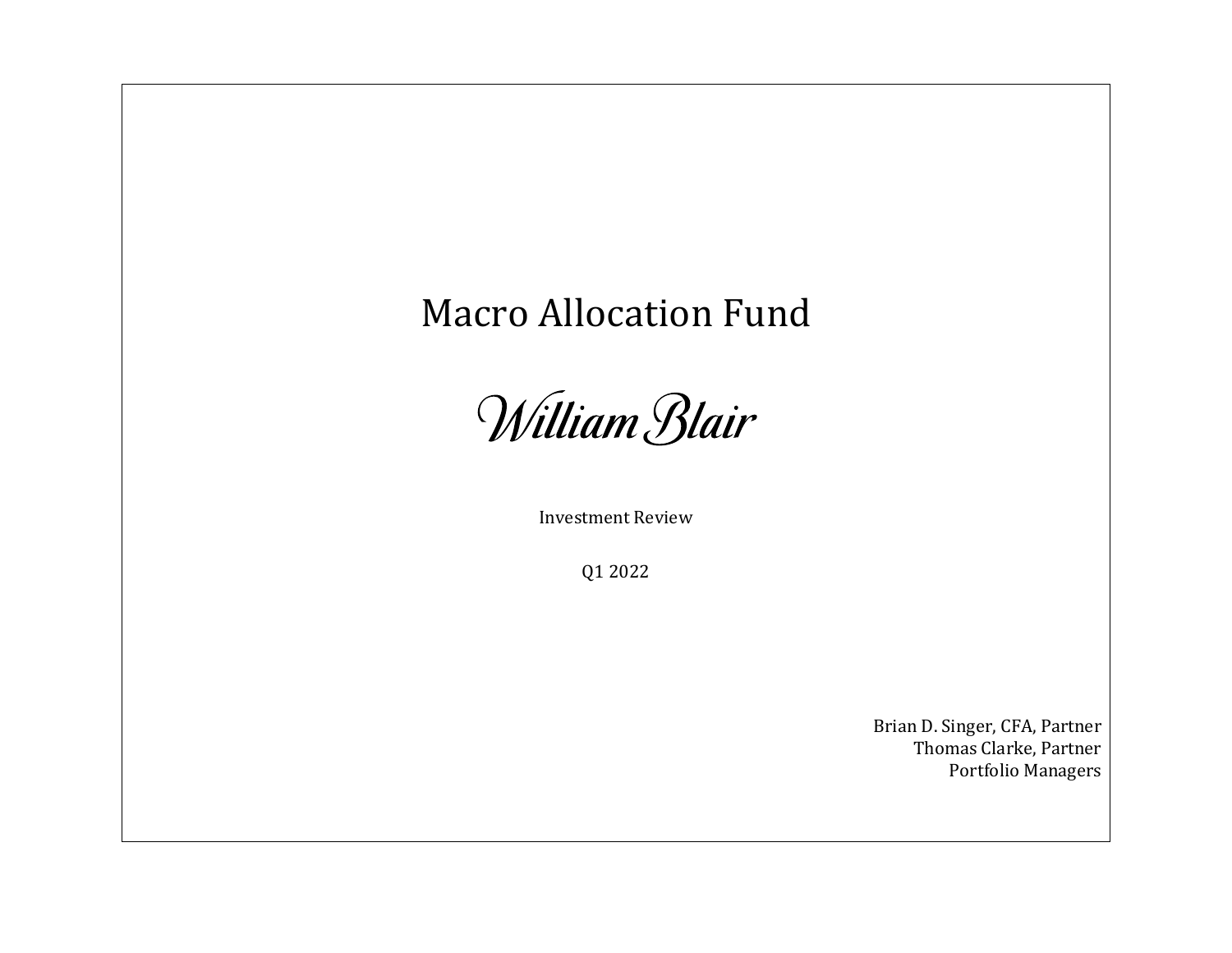# Macro Allocation Fund

William Blair

Investment Review

Q1 2022

Brian D. Singer, CFA, Partner
Thomas Clarke, Partner
Portfolio Managers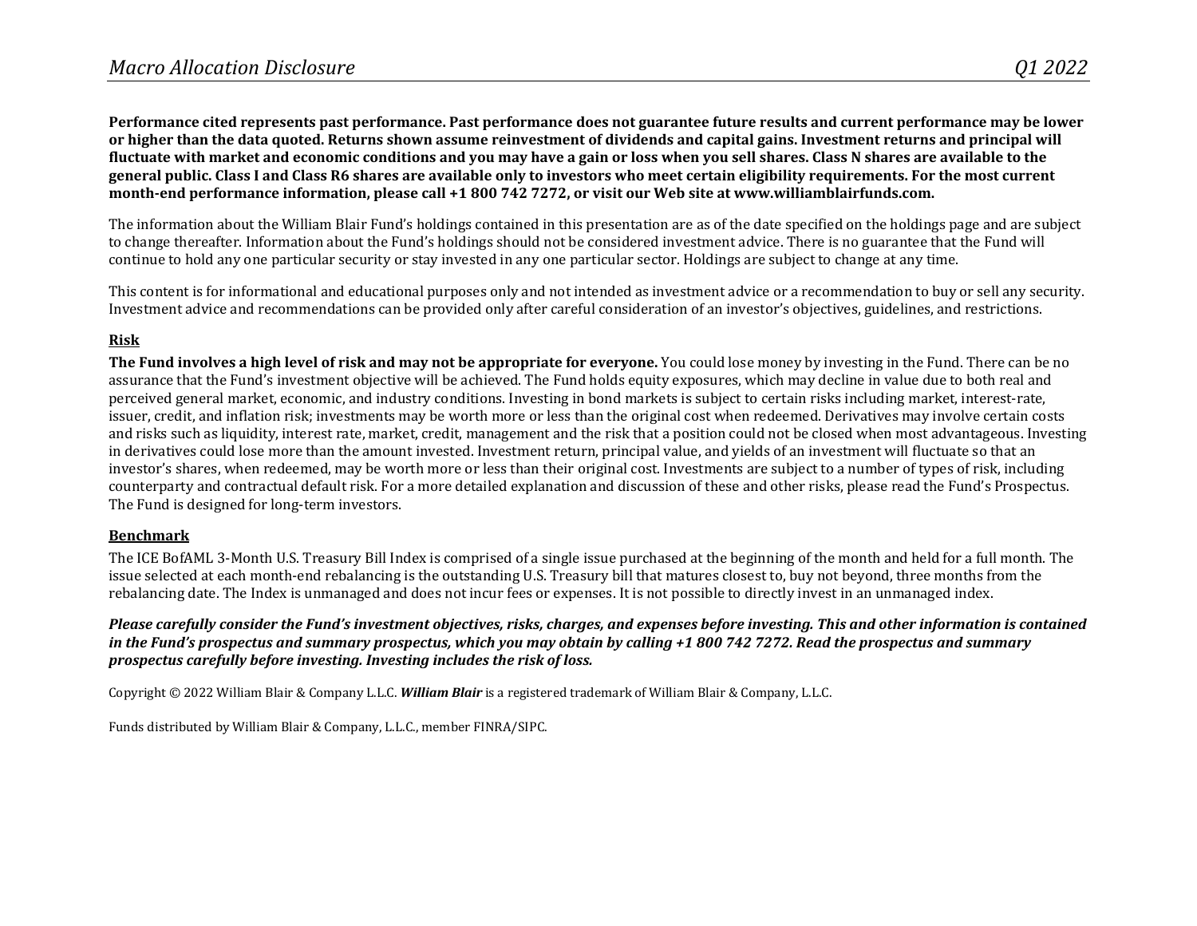**Performance cited represents past performance. Past performance does not guarantee future results and current performance may be lower or higher than the data quoted. Returns shown assume reinvestment of dividends and capital gains. Investment returns and principal will fluctuate with market and economic conditions and you may have a gain or loss when you sell shares. Class N shares are available to the general public. Class I and Class R6 shares are available only to investors who meet certain eligibility requirements. For the most current month-end performance information, please call +1 800 742 7272, or visit our Web site at www.williamblairfunds.com.**

The information about the William Blair Fund's holdings contained in this presentation are as of the date specified on the holdings page and are subject to change thereafter. Information about the Fund's holdings should not be considered investment advice. There is no guarantee that the Fund will continue to hold any one particular security or stay invested in any one particular sector. Holdings are subject to change at any time.

This content is for informational and educational purposes only and not intended as investment advice or a recommendation to buy or sell any security. Investment advice and recommendations can be provided only after careful consideration of an investor's objectives, guidelines, and restrictions.

**Risk**

**The Fund involves a high level of risk and may not be appropriate for everyone.** You could lose money by investing in the Fund. There can be no assurance that the Fund's investment objective will be achieved. The Fund holds equity exposures, which may decline in value due to both real and perceived general market, economic, and industry conditions. Investing in bond markets is subject to certain risks including market, interest-rate, issuer, credit, and inflation risk; investments may be worth more or less than the original cost when redeemed. Derivatives may involve certain costs and risks such as liquidity, interest rate, market, credit, management and the risk that a position could not be closed when most advantageous. Investing in derivatives could lose more than the amount invested. Investment return, principal value, and yields of an investment will fluctuate so that an investor's shares, when redeemed, may be worth more or less than their original cost. Investments are subject to a number of types of risk, including counterparty and contractual default risk. For a more detailed explanation and discussion of these and other risks, please read the Fund's Prospectus. The Fund is designed for long-term investors.

**Benchmark**

The ICE BofAML 3-Month U.S. Treasury Bill Index is comprised of a single issue purchased at the beginning of the month and held for a full month. The issue selected at each month-end rebalancing is the outstanding U.S. Treasury bill that matures closest to, buy not beyond, three months from the rebalancing date. The Index is unmanaged and does not incur fees or expenses. It is not possible to directly invest in an unmanaged index.

***Please carefully consider the Fund's investment objectives, risks, charges, and expenses before investing. This and other information is contained in the Fund's prospectus and summary prospectus, which you may obtain by calling +1 800 742 7272. Read the prospectus and summary prospectus carefully before investing. Investing includes the risk of loss.***

Copyright © 2022 William Blair & Company L.L.C. ***William Blair*** is a registered trademark of William Blair & Company, L.L.C.

Funds distributed by William Blair & Company, L.L.C., member FINRA/SIPC.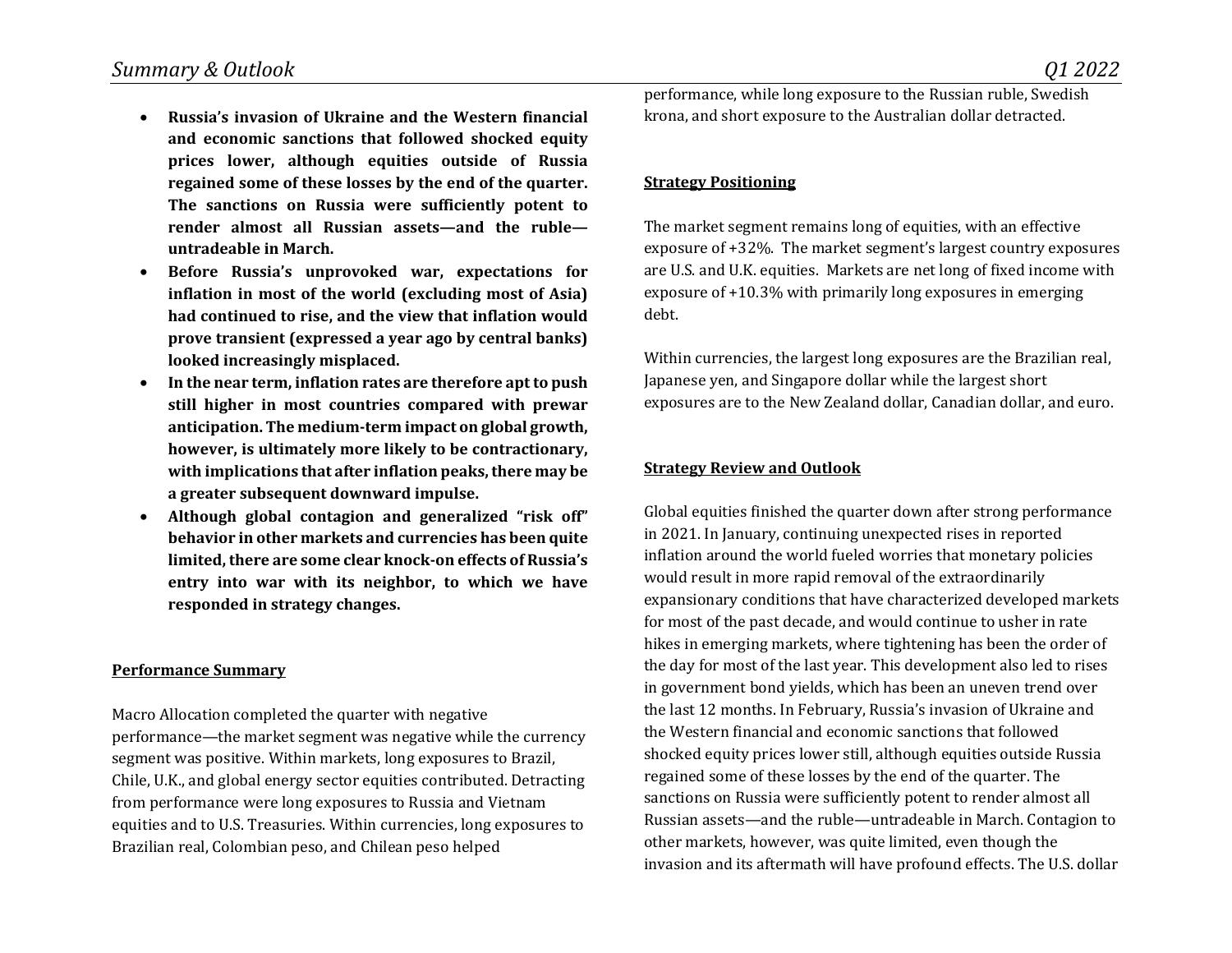- **Russia's invasion of Ukraine and the Western financial and economic sanctions that followed shocked equity prices lower, although equities outside of Russia regained some of these losses by the end of the quarter. The sanctions on Russia were sufficiently potent to render almost all Russian assets—and the ruble—untradeable in March.**
- **Before Russia's unprovoked war, expectations for inflation in most of the world (excluding most of Asia) had continued to rise, and the view that inflation would prove transient (expressed a year ago by central banks) looked increasingly misplaced.**
- **In the near term, inflation rates are therefore apt to push still higher in most countries compared with prewar anticipation. The medium-term impact on global growth, however, is ultimately more likely to be contractionary, with implications that after inflation peaks, there may be a greater subsequent downward impulse.**
- **Although global contagion and generalized "risk off" behavior in other markets and currencies has been quite limited, there are some clear knock-on effects of Russia's entry into war with its neighbor, to which we have responded in strategy changes.**

## Performance Summary

Macro Allocation completed the quarter with negative performance—the market segment was negative while the currency segment was positive. Within markets, long exposures to Brazil, Chile, U.K., and global energy sector equities contributed. Detracting from performance were long exposures to Russia and Vietnam equities and to U.S. Treasuries. Within currencies, long exposures to Brazilian real, Colombian peso, and Chilean peso helped performance, while long exposure to the Russian ruble, Swedish krona, and short exposure to the Australian dollar detracted.

## Strategy Positioning

The market segment remains long of equities, with an effective exposure of +32%. The market segment's largest country exposures are U.S. and U.K. equities. Markets are net long of fixed income with exposure of +10.3% with primarily long exposures in emerging debt.

Within currencies, the largest long exposures are the Brazilian real, Japanese yen, and Singapore dollar while the largest short exposures are to the New Zealand dollar, Canadian dollar, and euro.

## Strategy Review and Outlook

Global equities finished the quarter down after strong performance in 2021. In January, continuing unexpected rises in reported inflation around the world fueled worries that monetary policies would result in more rapid removal of the extraordinarily expansionary conditions that have characterized developed markets for most of the past decade, and would continue to usher in rate hikes in emerging markets, where tightening has been the order of the day for most of the last year. This development also led to rises in government bond yields, which has been an uneven trend over the last 12 months. In February, Russia's invasion of Ukraine and the Western financial and economic sanctions that followed shocked equity prices lower still, although equities outside Russia regained some of these losses by the end of the quarter. The sanctions on Russia were sufficiently potent to render almost all Russian assets—and the ruble—untradeable in March. Contagion to other markets, however, was quite limited, even though the invasion and its aftermath will have profound effects. The U.S. dollar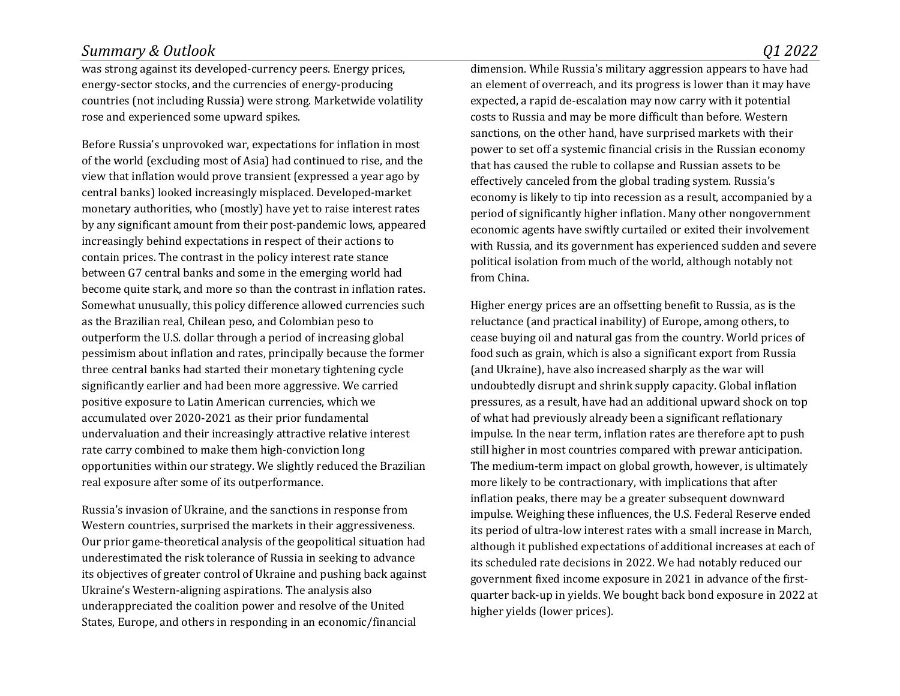was strong against its developed-currency peers. Energy prices, energy-sector stocks, and the currencies of energy-producing countries (not including Russia) were strong. Marketwide volatility rose and experienced some upward spikes.

Before Russia's unprovoked war, expectations for inflation in most of the world (excluding most of Asia) had continued to rise, and the view that inflation would prove transient (expressed a year ago by central banks) looked increasingly misplaced. Developed-market monetary authorities, who (mostly) have yet to raise interest rates by any significant amount from their post-pandemic lows, appeared increasingly behind expectations in respect of their actions to contain prices. The contrast in the policy interest rate stance between G7 central banks and some in the emerging world had become quite stark, and more so than the contrast in inflation rates. Somewhat unusually, this policy difference allowed currencies such as the Brazilian real, Chilean peso, and Colombian peso to outperform the U.S. dollar through a period of increasing global pessimism about inflation and rates, principally because the former three central banks had started their monetary tightening cycle significantly earlier and had been more aggressive. We carried positive exposure to Latin American currencies, which we accumulated over 2020-2021 as their prior fundamental undervaluation and their increasingly attractive relative interest rate carry combined to make them high-conviction long opportunities within our strategy. We slightly reduced the Brazilian real exposure after some of its outperformance.

Russia's invasion of Ukraine, and the sanctions in response from Western countries, surprised the markets in their aggressiveness. Our prior game-theoretical analysis of the geopolitical situation had underestimated the risk tolerance of Russia in seeking to advance its objectives of greater control of Ukraine and pushing back against Ukraine's Western-aligning aspirations. The analysis also underappreciated the coalition power and resolve of the United States, Europe, and others in responding in an economic/financial dimension. While Russia's military aggression appears to have had an element of overreach, and its progress is lower than it may have expected, a rapid de-escalation may now carry with it potential costs to Russia and may be more difficult than before. Western sanctions, on the other hand, have surprised markets with their power to set off a systemic financial crisis in the Russian economy that has caused the ruble to collapse and Russian assets to be effectively canceled from the global trading system. Russia's economy is likely to tip into recession as a result, accompanied by a period of significantly higher inflation. Many other nongovernment economic agents have swiftly curtailed or exited their involvement with Russia, and its government has experienced sudden and severe political isolation from much of the world, although notably not from China.

Higher energy prices are an offsetting benefit to Russia, as is the reluctance (and practical inability) of Europe, among others, to cease buying oil and natural gas from the country. World prices of food such as grain, which is also a significant export from Russia (and Ukraine), have also increased sharply as the war will undoubtedly disrupt and shrink supply capacity. Global inflation pressures, as a result, have had an additional upward shock on top of what had previously already been a significant reflationary impulse. In the near term, inflation rates are therefore apt to push still higher in most countries compared with prewar anticipation. The medium-term impact on global growth, however, is ultimately more likely to be contractionary, with implications that after inflation peaks, there may be a greater subsequent downward impulse. Weighing these influences, the U.S. Federal Reserve ended its period of ultra-low interest rates with a small increase in March, although it published expectations of additional increases at each of its scheduled rate decisions in 2022. We had notably reduced our government fixed income exposure in 2021 in advance of the first-quarter back-up in yields. We bought back bond exposure in 2022 at higher yields (lower prices).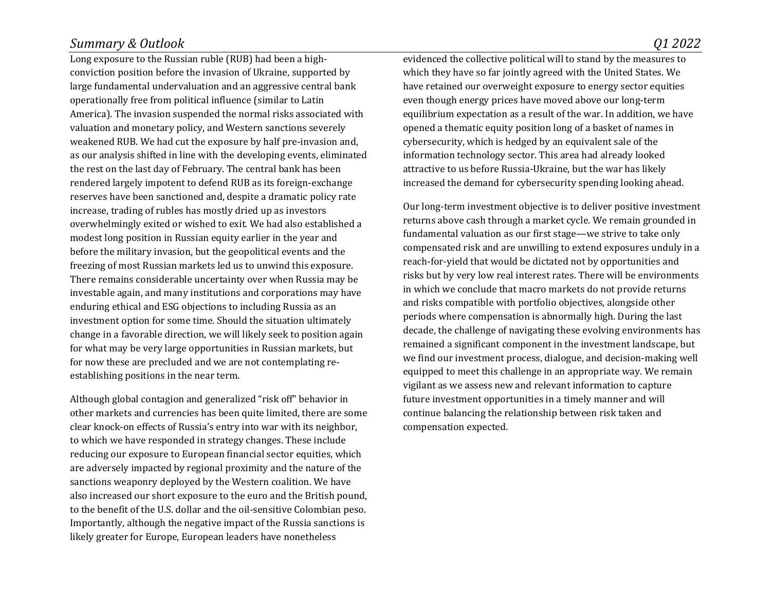Long exposure to the Russian ruble (RUB) had been a high-conviction position before the invasion of Ukraine, supported by large fundamental undervaluation and an aggressive central bank operationally free from political influence (similar to Latin America). The invasion suspended the normal risks associated with valuation and monetary policy, and Western sanctions severely weakened RUB. We had cut the exposure by half pre-invasion and, as our analysis shifted in line with the developing events, eliminated the rest on the last day of February. The central bank has been rendered largely impotent to defend RUB as its foreign-exchange reserves have been sanctioned and, despite a dramatic policy rate increase, trading of rubles has mostly dried up as investors overwhelmingly exited or wished to exit. We had also established a modest long position in Russian equity earlier in the year and before the military invasion, but the geopolitical events and the freezing of most Russian markets led us to unwind this exposure. There remains considerable uncertainty over when Russia may be investable again, and many institutions and corporations may have enduring ethical and ESG objections to including Russia as an investment option for some time. Should the situation ultimately change in a favorable direction, we will likely seek to position again for what may be very large opportunities in Russian markets, but for now these are precluded and we are not contemplating re-establishing positions in the near term.

Although global contagion and generalized "risk off" behavior in other markets and currencies has been quite limited, there are some clear knock-on effects of Russia's entry into war with its neighbor, to which we have responded in strategy changes. These include reducing our exposure to European financial sector equities, which are adversely impacted by regional proximity and the nature of the sanctions weaponry deployed by the Western coalition. We have also increased our short exposure to the euro and the British pound, to the benefit of the U.S. dollar and the oil-sensitive Colombian peso. Importantly, although the negative impact of the Russia sanctions is likely greater for Europe, European leaders have nonetheless evidenced the collective political will to stand by the measures to which they have so far jointly agreed with the United States. We have retained our overweight exposure to energy sector equities even though energy prices have moved above our long-term equilibrium expectation as a result of the war. In addition, we have opened a thematic equity position long of a basket of names in cybersecurity, which is hedged by an equivalent sale of the information technology sector. This area had already looked attractive to us before Russia-Ukraine, but the war has likely increased the demand for cybersecurity spending looking ahead.

Our long-term investment objective is to deliver positive investment returns above cash through a market cycle. We remain grounded in fundamental valuation as our first stage—we strive to take only compensated risk and are unwilling to extend exposures unduly in a reach-for-yield that would be dictated not by opportunities and risks but by very low real interest rates. There will be environments in which we conclude that macro markets do not provide returns and risks compatible with portfolio objectives, alongside other periods where compensation is abnormally high. During the last decade, the challenge of navigating these evolving environments has remained a significant component in the investment landscape, but we find our investment process, dialogue, and decision-making well equipped to meet this challenge in an appropriate way. We remain vigilant as we assess new and relevant information to capture future investment opportunities in a timely manner and will continue balancing the relationship between risk taken and compensation expected.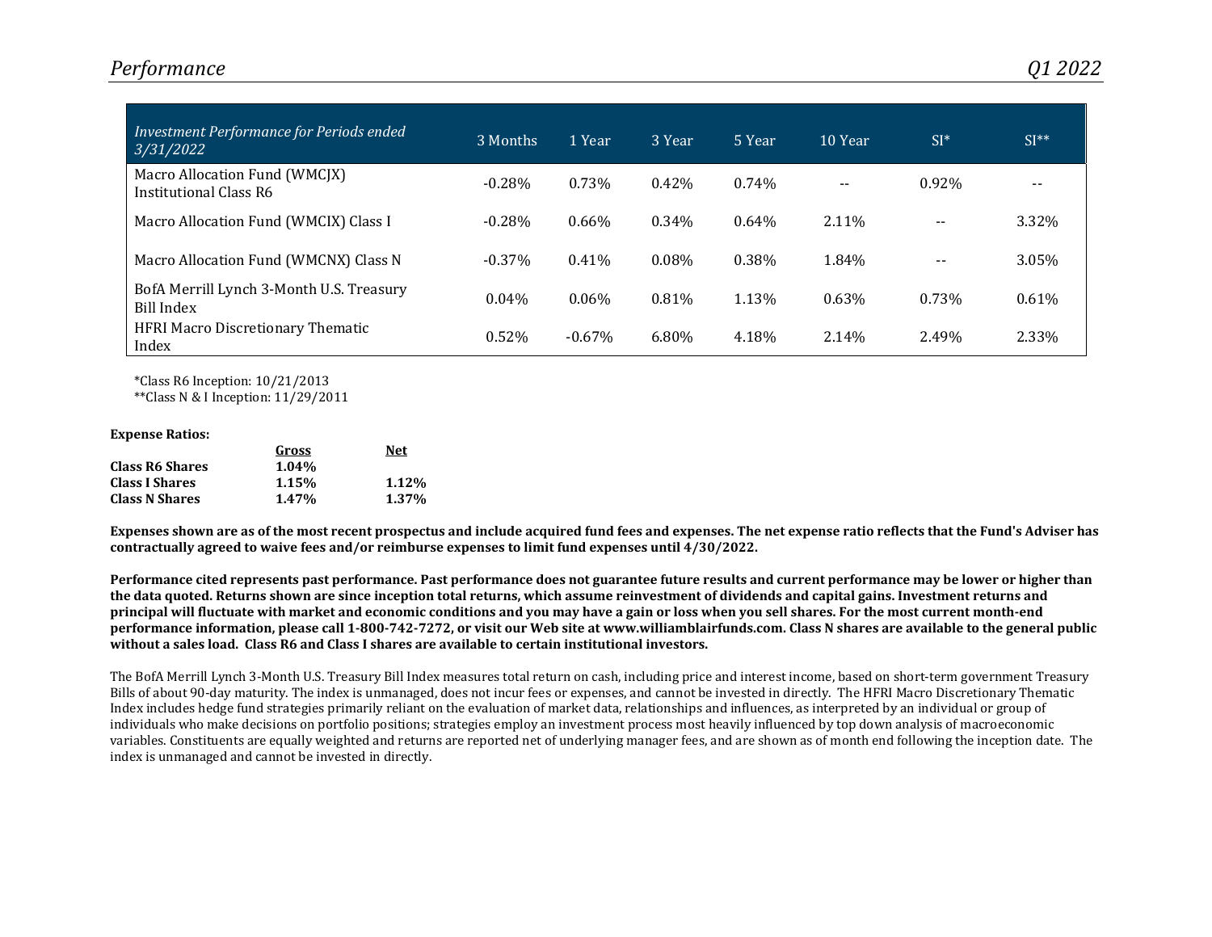| *Investment Performance for Periods ended 3/31/2022* | 3 Months | 1 Year | 3 Year | 5 Year | 10 Year | SI* | SI** |
|---|---|---|---|---|---|---|---|
| Macro Allocation Fund (WMCJX) Institutional Class R6 | -0.28% | 0.73% | 0.42% | 0.74% | -- | 0.92% | -- |
| Macro Allocation Fund (WMCIX) Class I | -0.28% | 0.66% | 0.34% | 0.64% | 2.11% | -- | 3.32% |
| Macro Allocation Fund (WMCNX) Class N | -0.37% | 0.41% | 0.08% | 0.38% | 1.84% | -- | 3.05% |
| BofA Merrill Lynch 3-Month U.S. Treasury Bill Index | 0.04% | 0.06% | 0.81% | 1.13% | 0.63% | 0.73% | 0.61% |
| HFRI Macro Discretionary Thematic Index | 0.52% | -0.67% | 6.80% | 4.18% | 2.14% | 2.49% | 2.33% |

*Class R6 Inception: 10/21/2013
**Class N & I Inception: 11/29/2011

**Expense Ratios:**

| | Gross | Net |
|---|---|---|
| **Class R6 Shares** | **1.04%** | |
| **Class I Shares** | **1.15%** | **1.12%** |
| **Class N Shares** | **1.47%** | **1.37%** |

**Expenses shown are as of the most recent prospectus and include acquired fund fees and expenses. The net expense ratio reflects that the Fund's Adviser has contractually agreed to waive fees and/or reimburse expenses to limit fund expenses until 4/30/2022.**

**Performance cited represents past performance. Past performance does not guarantee future results and current performance may be lower or higher than the data quoted. Returns shown are since inception total returns, which assume reinvestment of dividends and capital gains. Investment returns and principal will fluctuate with market and economic conditions and you may have a gain or loss when you sell shares. For the most current month-end performance information, please call 1-800-742-7272, or visit our Web site at www.williamblairfunds.com. Class N shares are available to the general public without a sales load. Class R6 and Class I shares are available to certain institutional investors.**

The BofA Merrill Lynch 3-Month U.S. Treasury Bill Index measures total return on cash, including price and interest income, based on short-term government Treasury Bills of about 90-day maturity. The index is unmanaged, does not incur fees or expenses, and cannot be invested in directly. The HFRI Macro Discretionary Thematic Index includes hedge fund strategies primarily reliant on the evaluation of market data, relationships and influences, as interpreted by an individual or group of individuals who make decisions on portfolio positions; strategies employ an investment process most heavily influenced by top down analysis of macroeconomic variables. Constituents are equally weighted and returns are reported net of underlying manager fees, and are shown as of month end following the inception date. The index is unmanaged and cannot be invested in directly.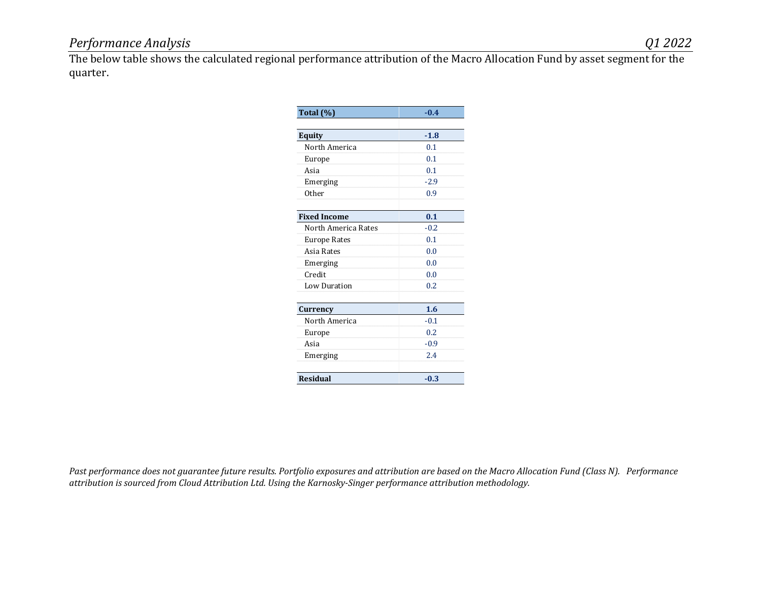The below table shows the calculated regional performance attribution of the Macro Allocation Fund by asset segment for the quarter.

| | |
|---|---|
| **Total (%)** | **-0.4** |
| | |
| **Equity** | **-1.8** |
| North America | 0.1 |
| Europe | 0.1 |
| Asia | 0.1 |
| Emerging | -2.9 |
| Other | 0.9 |
| | |
| **Fixed Income** | **0.1** |
| North America Rates | -0.2 |
| Europe Rates | 0.1 |
| Asia Rates | 0.0 |
| Emerging | 0.0 |
| Credit | 0.0 |
| Low Duration | 0.2 |
| | |
| **Currency** | **1.6** |
| North America | -0.1 |
| Europe | 0.2 |
| Asia | -0.9 |
| Emerging | 2.4 |
| | |
| **Residual** | **-0.3** |

*Past performance does not guarantee future results. Portfolio exposures and attribution are based on the Macro Allocation Fund (Class N). Performance attribution is sourced from Cloud Attribution Ltd. Using the Karnosky-Singer performance attribution methodology.*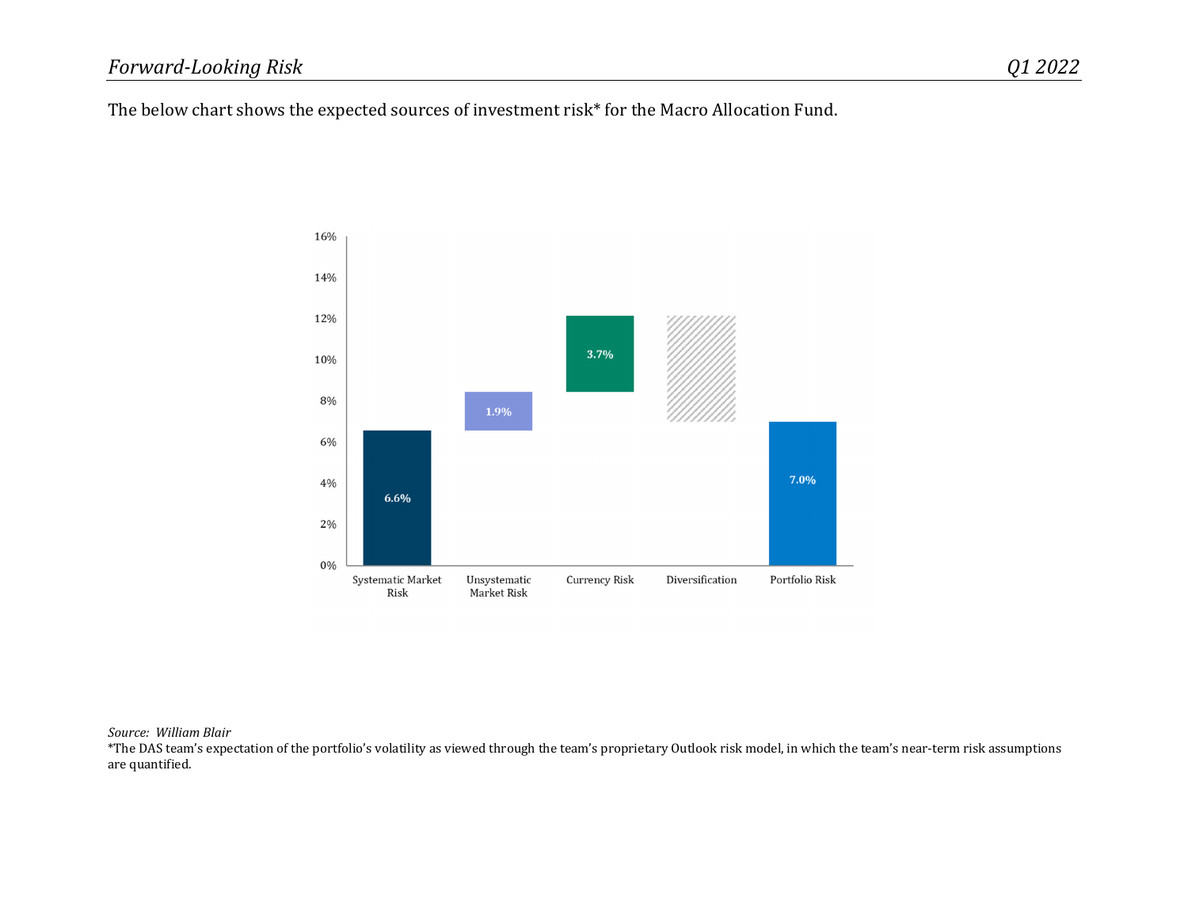The below chart shows the expected sources of investment risk* for the Macro Allocation Fund.

16%
14%
12%
10%
8%
6%
4%
2%
0%

6.6%
1.9%
3.7%
7.0%

Systematic Market Risk
Unsystematic Market Risk
Currency Risk
Diversification
Portfolio Risk

*Source: William Blair*

*The DAS team's expectation of the portfolio's volatility as viewed through the team's proprietary Outlook risk model, in which the team's near-term risk assumptions are quantified.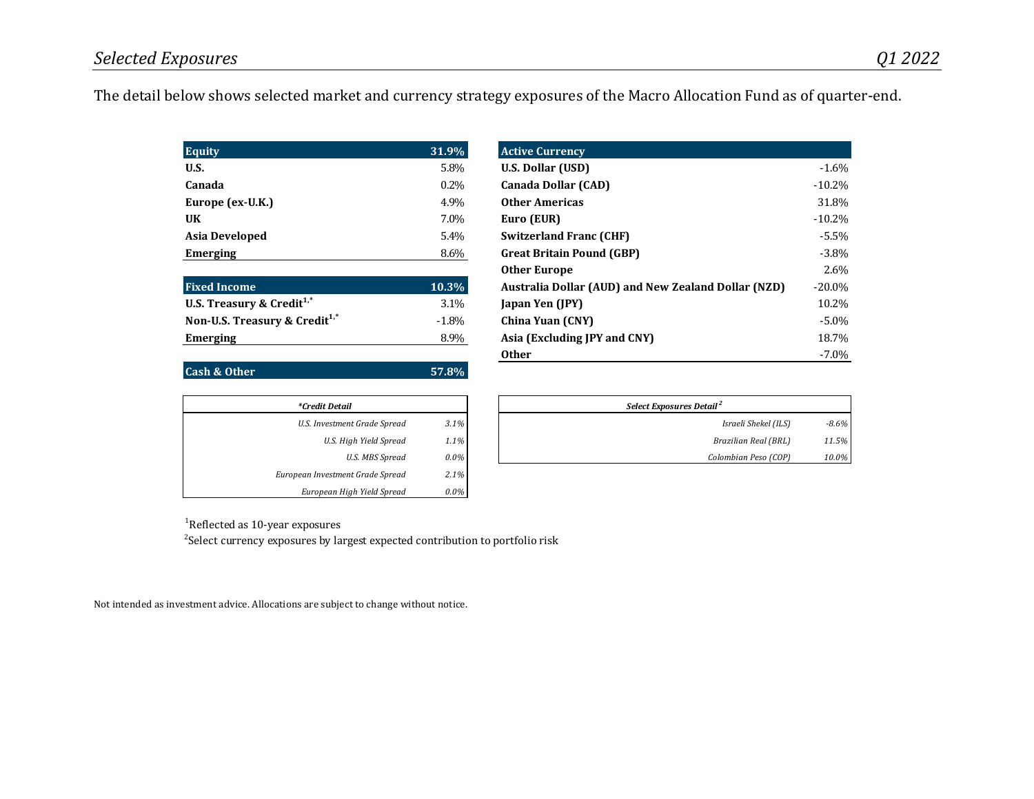## Selected Exposures

The detail below shows selected market and currency strategy exposures of the Macro Allocation Fund as of quarter-end.

| Equity | 31.9% |
| --- | --- |
| U.S. | 5.8% |
| Canada | 0.2% |
| Europe (ex-U.K.) | 4.9% |
| UK | 7.0% |
| Asia Developed | 5.4% |
| Emerging | 8.6% |

| Fixed Income | 10.3% |
| --- | --- |
| U.S. Treasury & Credit[1,*] | 3.1% |
| Non-U.S. Treasury & Credit[1,*] | -1.8% |
| Emerging | 8.9% |

| Cash & Other | 57.8% |
| --- | --- |

| Active Currency | |
| --- | --- |
| U.S. Dollar (USD) | -1.6% |
| Canada Dollar (CAD) | -10.2% |
| Other Americas | 31.8% |
| Euro (EUR) | -10.2% |
| Switzerland Franc (CHF) | -5.5% |
| Great Britain Pound (GBP) | -3.8% |
| Other Europe | 2.6% |
| Australia Dollar (AUD) and New Zealand Dollar (NZD) | -20.0% |
| Japan Yen (JPY) | 10.2% |
| China Yuan (CNY) | -5.0% |
| Asia (Excluding JPY and CNY) | 18.7% |
| Other | -7.0% |

| *Credit Detail | |
| --- | --- |
| *U.S. Investment Grade Spread* | *3.1%* |
| *U.S. High Yield Spread* | *1.1%* |
| *U.S. MBS Spread* | *0.0%* |
| *European Investment Grade Spread* | *2.1%* |
| *European High Yield Spread* | *0.0%* |

| Select Exposures Detail[2] | |
| --- | --- |
| *Israeli Shekel (ILS)* | *-8.6%* |
| *Brazilian Real (BRL)* | *11.5%* |
| *Colombian Peso (COP)* | *10.0%* |

[1]Reflected as 10-year exposures

[2]Select currency exposures by largest expected contribution to portfolio risk

Not intended as investment advice. Allocations are subject to change without notice.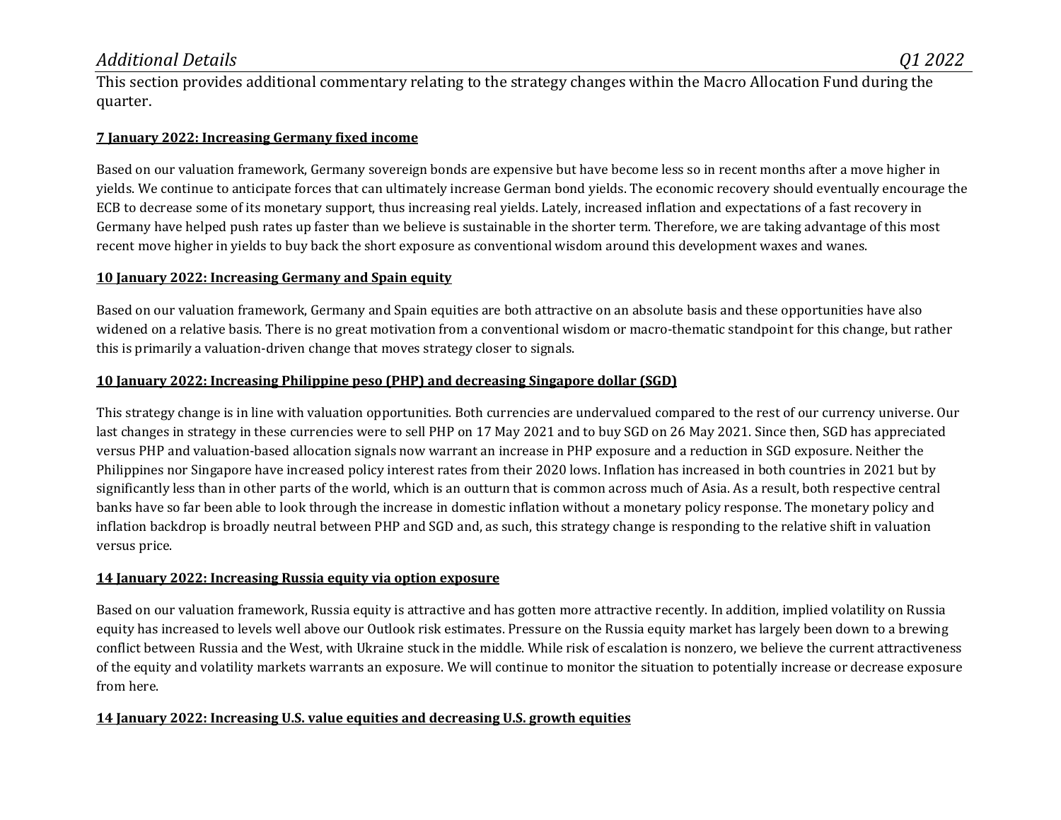This section provides additional commentary relating to the strategy changes within the Macro Allocation Fund during the quarter.

**7 January 2022: Increasing Germany fixed income**

Based on our valuation framework, Germany sovereign bonds are expensive but have become less so in recent months after a move higher in yields. We continue to anticipate forces that can ultimately increase German bond yields. The economic recovery should eventually encourage the ECB to decrease some of its monetary support, thus increasing real yields. Lately, increased inflation and expectations of a fast recovery in Germany have helped push rates up faster than we believe is sustainable in the shorter term. Therefore, we are taking advantage of this most recent move higher in yields to buy back the short exposure as conventional wisdom around this development waxes and wanes.

**10 January 2022: Increasing Germany and Spain equity**

Based on our valuation framework, Germany and Spain equities are both attractive on an absolute basis and these opportunities have also widened on a relative basis. There is no great motivation from a conventional wisdom or macro-thematic standpoint for this change, but rather this is primarily a valuation-driven change that moves strategy closer to signals.

**10 January 2022: Increasing Philippine peso (PHP) and decreasing Singapore dollar (SGD)**

This strategy change is in line with valuation opportunities. Both currencies are undervalued compared to the rest of our currency universe. Our last changes in strategy in these currencies were to sell PHP on 17 May 2021 and to buy SGD on 26 May 2021. Since then, SGD has appreciated versus PHP and valuation-based allocation signals now warrant an increase in PHP exposure and a reduction in SGD exposure. Neither the Philippines nor Singapore have increased policy interest rates from their 2020 lows. Inflation has increased in both countries in 2021 but by significantly less than in other parts of the world, which is an outturn that is common across much of Asia. As a result, both respective central banks have so far been able to look through the increase in domestic inflation without a monetary policy response. The monetary policy and inflation backdrop is broadly neutral between PHP and SGD and, as such, this strategy change is responding to the relative shift in valuation versus price.

**14 January 2022: Increasing Russia equity via option exposure**

Based on our valuation framework, Russia equity is attractive and has gotten more attractive recently. In addition, implied volatility on Russia equity has increased to levels well above our Outlook risk estimates. Pressure on the Russia equity market has largely been down to a brewing conflict between Russia and the West, with Ukraine stuck in the middle. While risk of escalation is nonzero, we believe the current attractiveness of the equity and volatility markets warrants an exposure. We will continue to monitor the situation to potentially increase or decrease exposure from here.

**14 January 2022: Increasing U.S. value equities and decreasing U.S. growth equities**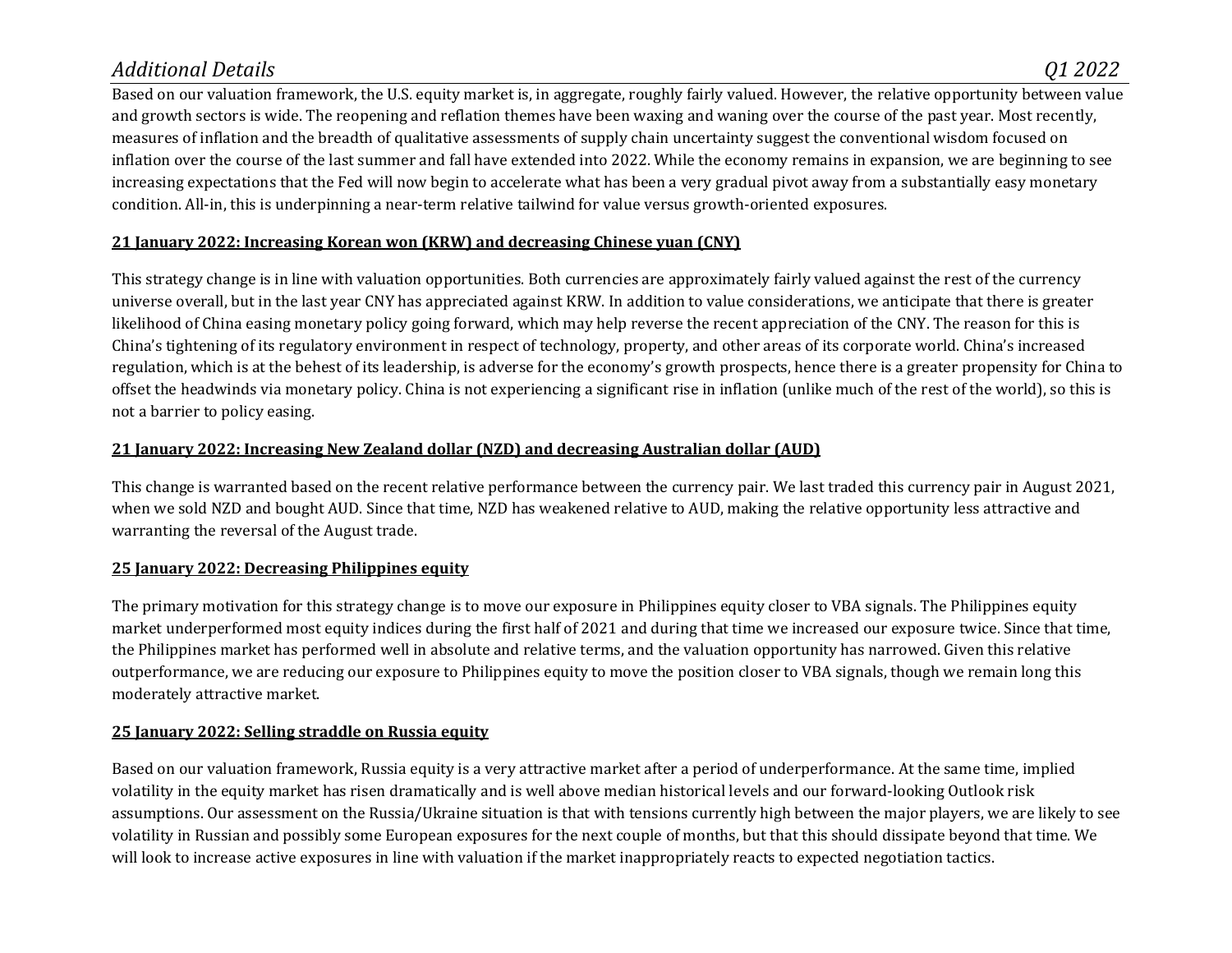Based on our valuation framework, the U.S. equity market is, in aggregate, roughly fairly valued. However, the relative opportunity between value and growth sectors is wide. The reopening and reflation themes have been waxing and waning over the course of the past year. Most recently, measures of inflation and the breadth of qualitative assessments of supply chain uncertainty suggest the conventional wisdom focused on inflation over the course of the last summer and fall have extended into 2022. While the economy remains in expansion, we are beginning to see increasing expectations that the Fed will now begin to accelerate what has been a very gradual pivot away from a substantially easy monetary condition. All-in, this is underpinning a near-term relative tailwind for value versus growth-oriented exposures.

**21 January 2022: Increasing Korean won (KRW) and decreasing Chinese yuan (CNY)**

This strategy change is in line with valuation opportunities. Both currencies are approximately fairly valued against the rest of the currency universe overall, but in the last year CNY has appreciated against KRW. In addition to value considerations, we anticipate that there is greater likelihood of China easing monetary policy going forward, which may help reverse the recent appreciation of the CNY. The reason for this is China's tightening of its regulatory environment in respect of technology, property, and other areas of its corporate world. China's increased regulation, which is at the behest of its leadership, is adverse for the economy's growth prospects, hence there is a greater propensity for China to offset the headwinds via monetary policy. China is not experiencing a significant rise in inflation (unlike much of the rest of the world), so this is not a barrier to policy easing.

**21 January 2022: Increasing New Zealand dollar (NZD) and decreasing Australian dollar (AUD)**

This change is warranted based on the recent relative performance between the currency pair. We last traded this currency pair in August 2021, when we sold NZD and bought AUD. Since that time, NZD has weakened relative to AUD, making the relative opportunity less attractive and warranting the reversal of the August trade.

**25 January 2022: Decreasing Philippines equity**

The primary motivation for this strategy change is to move our exposure in Philippines equity closer to VBA signals. The Philippines equity market underperformed most equity indices during the first half of 2021 and during that time we increased our exposure twice. Since that time, the Philippines market has performed well in absolute and relative terms, and the valuation opportunity has narrowed. Given this relative outperformance, we are reducing our exposure to Philippines equity to move the position closer to VBA signals, though we remain long this moderately attractive market.

**25 January 2022: Selling straddle on Russia equity**

Based on our valuation framework, Russia equity is a very attractive market after a period of underperformance. At the same time, implied volatility in the equity market has risen dramatically and is well above median historical levels and our forward-looking Outlook risk assumptions. Our assessment on the Russia/Ukraine situation is that with tensions currently high between the major players, we are likely to see volatility in Russian and possibly some European exposures for the next couple of months, but that this should dissipate beyond that time. We will look to increase active exposures in line with valuation if the market inappropriately reacts to expected negotiation tactics.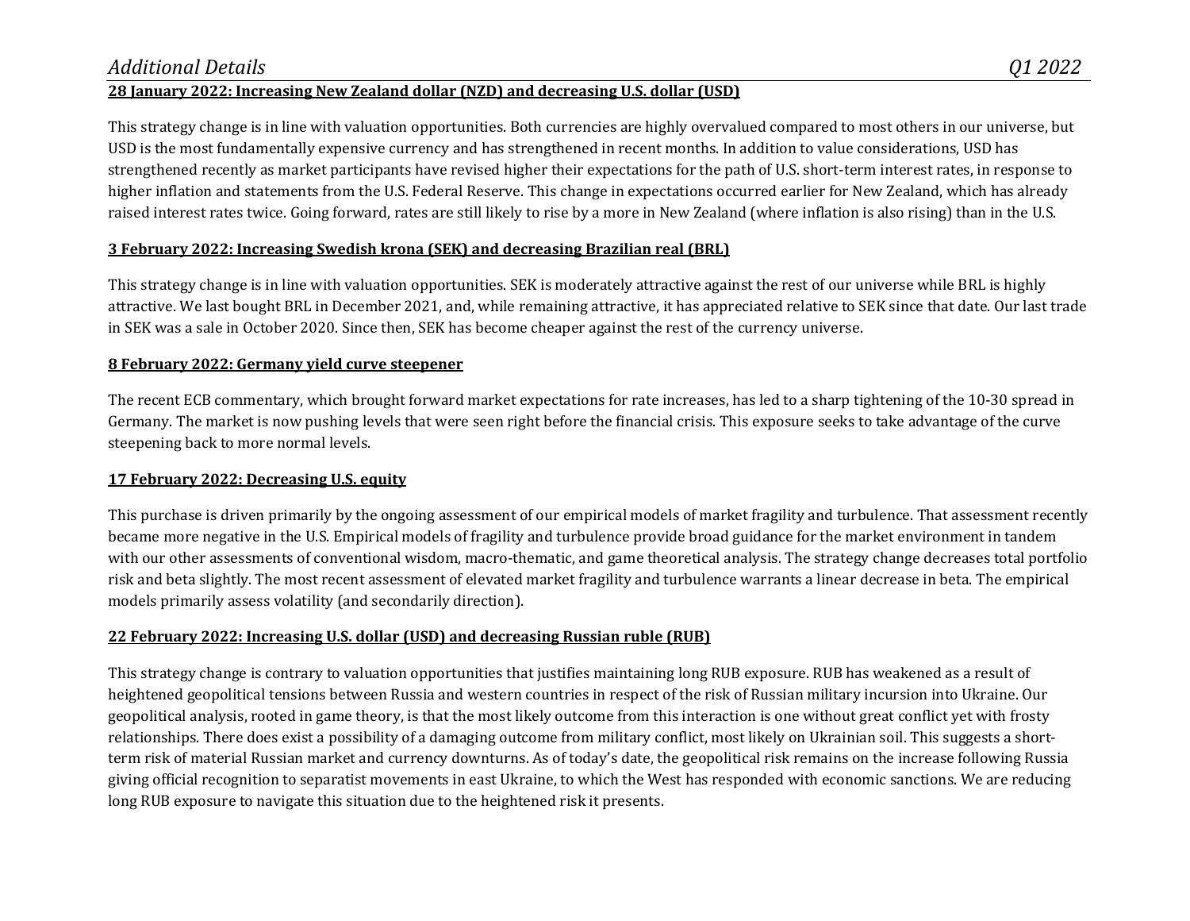**28 January 2022: Increasing New Zealand dollar (NZD) and decreasing U.S. dollar (USD)**

This strategy change is in line with valuation opportunities. Both currencies are highly overvalued compared to most others in our universe, but USD is the most fundamentally expensive currency and has strengthened in recent months. In addition to value considerations, USD has strengthened recently as market participants have revised higher their expectations for the path of U.S. short-term interest rates, in response to higher inflation and statements from the U.S. Federal Reserve. This change in expectations occurred earlier for New Zealand, which has already raised interest rates twice. Going forward, rates are still likely to rise by a more in New Zealand (where inflation is also rising) than in the U.S.

**3 February 2022: Increasing Swedish krona (SEK) and decreasing Brazilian real (BRL)**

This strategy change is in line with valuation opportunities. SEK is moderately attractive against the rest of our universe while BRL is highly attractive. We last bought BRL in December 2021, and, while remaining attractive, it has appreciated relative to SEK since that date. Our last trade in SEK was a sale in October 2020. Since then, SEK has become cheaper against the rest of the currency universe.

**8 February 2022: Germany yield curve steepener**

The recent ECB commentary, which brought forward market expectations for rate increases, has led to a sharp tightening of the 10-30 spread in Germany. The market is now pushing levels that were seen right before the financial crisis. This exposure seeks to take advantage of the curve steepening back to more normal levels.

**17 February 2022: Decreasing U.S. equity**

This purchase is driven primarily by the ongoing assessment of our empirical models of market fragility and turbulence. That assessment recently became more negative in the U.S. Empirical models of fragility and turbulence provide broad guidance for the market environment in tandem with our other assessments of conventional wisdom, macro-thematic, and game theoretical analysis. The strategy change decreases total portfolio risk and beta slightly. The most recent assessment of elevated market fragility and turbulence warrants a linear decrease in beta. The empirical models primarily assess volatility (and secondarily direction).

**22 February 2022: Increasing U.S. dollar (USD) and decreasing Russian ruble (RUB)**

This strategy change is contrary to valuation opportunities that justifies maintaining long RUB exposure. RUB has weakened as a result of heightened geopolitical tensions between Russia and western countries in respect of the risk of Russian military incursion into Ukraine. Our geopolitical analysis, rooted in game theory, is that the most likely outcome from this interaction is one without great conflict yet with frosty relationships. There does exist a possibility of a damaging outcome from military conflict, most likely on Ukrainian soil. This suggests a short-term risk of material Russian market and currency downturns. As of today's date, the geopolitical risk remains on the increase following Russia giving official recognition to separatist movements in east Ukraine, to which the West has responded with economic sanctions. We are reducing long RUB exposure to navigate this situation due to the heightened risk it presents.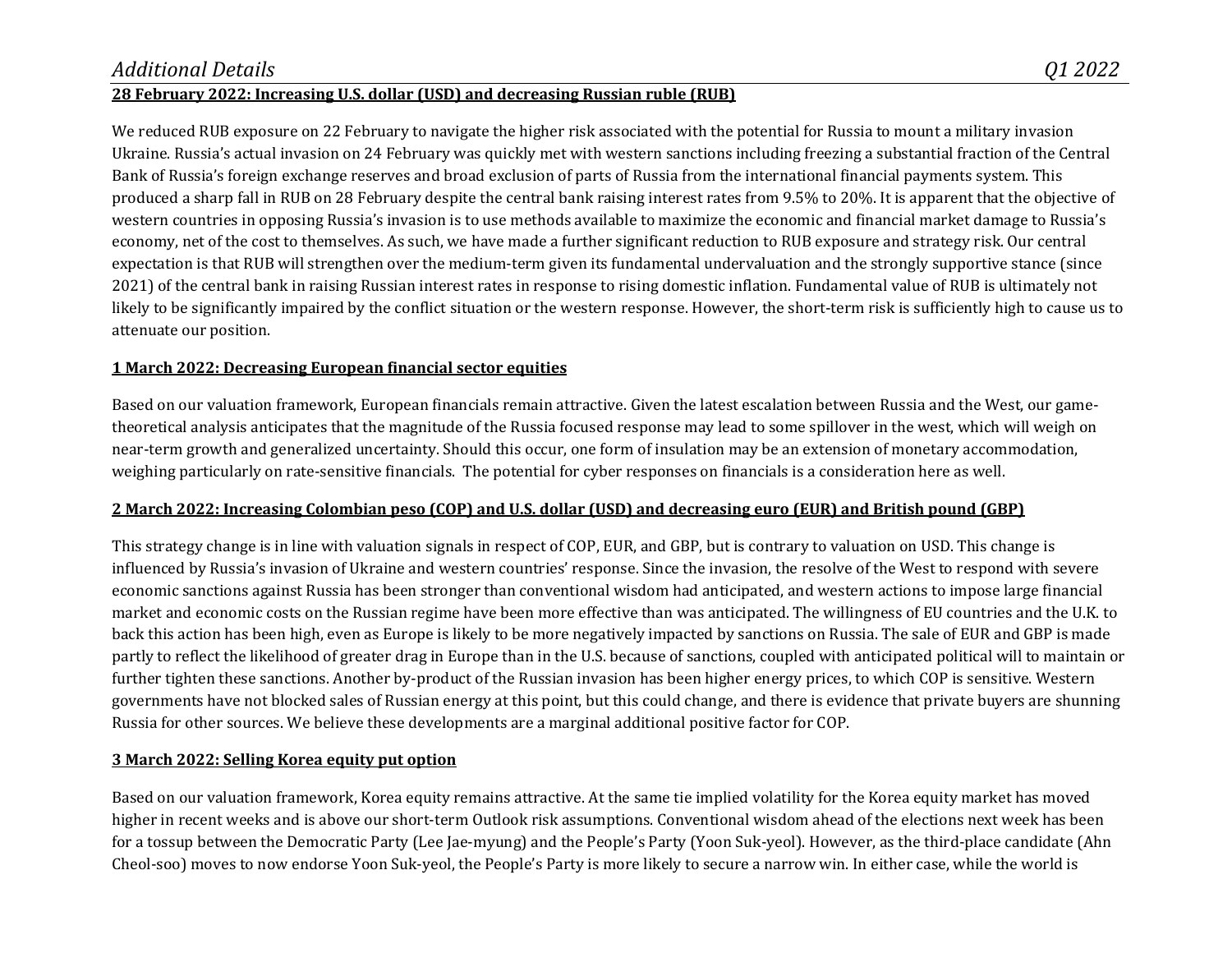**28 February 2022: Increasing U.S. dollar (USD) and decreasing Russian ruble (RUB)**

We reduced RUB exposure on 22 February to navigate the higher risk associated with the potential for Russia to mount a military invasion Ukraine. Russia's actual invasion on 24 February was quickly met with western sanctions including freezing a substantial fraction of the Central Bank of Russia's foreign exchange reserves and broad exclusion of parts of Russia from the international financial payments system. This produced a sharp fall in RUB on 28 February despite the central bank raising interest rates from 9.5% to 20%. It is apparent that the objective of western countries in opposing Russia's invasion is to use methods available to maximize the economic and financial market damage to Russia's economy, net of the cost to themselves. As such, we have made a further significant reduction to RUB exposure and strategy risk. Our central expectation is that RUB will strengthen over the medium-term given its fundamental undervaluation and the strongly supportive stance (since 2021) of the central bank in raising Russian interest rates in response to rising domestic inflation. Fundamental value of RUB is ultimately not likely to be significantly impaired by the conflict situation or the western response. However, the short-term risk is sufficiently high to cause us to attenuate our position.

**1 March 2022: Decreasing European financial sector equities**

Based on our valuation framework, European financials remain attractive. Given the latest escalation between Russia and the West, our game-theoretical analysis anticipates that the magnitude of the Russia focused response may lead to some spillover in the west, which will weigh on near-term growth and generalized uncertainty. Should this occur, one form of insulation may be an extension of monetary accommodation, weighing particularly on rate-sensitive financials. The potential for cyber responses on financials is a consideration here as well.

**2 March 2022: Increasing Colombian peso (COP) and U.S. dollar (USD) and decreasing euro (EUR) and British pound (GBP)**

This strategy change is in line with valuation signals in respect of COP, EUR, and GBP, but is contrary to valuation on USD. This change is influenced by Russia's invasion of Ukraine and western countries' response. Since the invasion, the resolve of the West to respond with severe economic sanctions against Russia has been stronger than conventional wisdom had anticipated, and western actions to impose large financial market and economic costs on the Russian regime have been more effective than was anticipated. The willingness of EU countries and the U.K. to back this action has been high, even as Europe is likely to be more negatively impacted by sanctions on Russia. The sale of EUR and GBP is made partly to reflect the likelihood of greater drag in Europe than in the U.S. because of sanctions, coupled with anticipated political will to maintain or further tighten these sanctions. Another by-product of the Russian invasion has been higher energy prices, to which COP is sensitive. Western governments have not blocked sales of Russian energy at this point, but this could change, and there is evidence that private buyers are shunning Russia for other sources. We believe these developments are a marginal additional positive factor for COP.

**3 March 2022: Selling Korea equity put option**

Based on our valuation framework, Korea equity remains attractive. At the same tie implied volatility for the Korea equity market has moved higher in recent weeks and is above our short-term Outlook risk assumptions. Conventional wisdom ahead of the elections next week has been for a tossup between the Democratic Party (Lee Jae-myung) and the People's Party (Yoon Suk-yeol). However, as the third-place candidate (Ahn Cheol-soo) moves to now endorse Yoon Suk-yeol, the People's Party is more likely to secure a narrow win. In either case, while the world is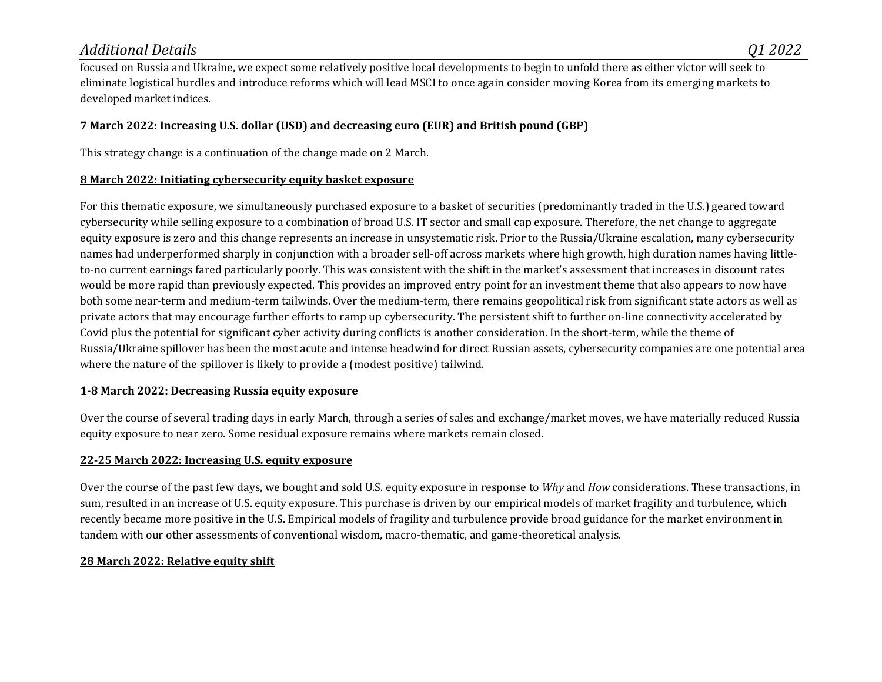focused on Russia and Ukraine, we expect some relatively positive local developments to begin to unfold there as either victor will seek to eliminate logistical hurdles and introduce reforms which will lead MSCI to once again consider moving Korea from its emerging markets to developed market indices.

**7 March 2022: Increasing U.S. dollar (USD) and decreasing euro (EUR) and British pound (GBP)**

This strategy change is a continuation of the change made on 2 March.

**8 March 2022: Initiating cybersecurity equity basket exposure**

For this thematic exposure, we simultaneously purchased exposure to a basket of securities (predominantly traded in the U.S.) geared toward cybersecurity while selling exposure to a combination of broad U.S. IT sector and small cap exposure. Therefore, the net change to aggregate equity exposure is zero and this change represents an increase in unsystematic risk. Prior to the Russia/Ukraine escalation, many cybersecurity names had underperformed sharply in conjunction with a broader sell-off across markets where high growth, high duration names having little-to-no current earnings fared particularly poorly. This was consistent with the shift in the market's assessment that increases in discount rates would be more rapid than previously expected. This provides an improved entry point for an investment theme that also appears to now have both some near-term and medium-term tailwinds. Over the medium-term, there remains geopolitical risk from significant state actors as well as private actors that may encourage further efforts to ramp up cybersecurity. The persistent shift to further on-line connectivity accelerated by Covid plus the potential for significant cyber activity during conflicts is another consideration. In the short-term, while the theme of Russia/Ukraine spillover has been the most acute and intense headwind for direct Russian assets, cybersecurity companies are one potential area where the nature of the spillover is likely to provide a (modest positive) tailwind.

**1-8 March 2022: Decreasing Russia equity exposure**

Over the course of several trading days in early March, through a series of sales and exchange/market moves, we have materially reduced Russia equity exposure to near zero. Some residual exposure remains where markets remain closed.

**22-25 March 2022: Increasing U.S. equity exposure**

Over the course of the past few days, we bought and sold U.S. equity exposure in response to *Why* and *How* considerations. These transactions, in sum, resulted in an increase of U.S. equity exposure. This purchase is driven by our empirical models of market fragility and turbulence, which recently became more positive in the U.S. Empirical models of fragility and turbulence provide broad guidance for the market environment in tandem with our other assessments of conventional wisdom, macro-thematic, and game-theoretical analysis.

**28 March 2022: Relative equity shift**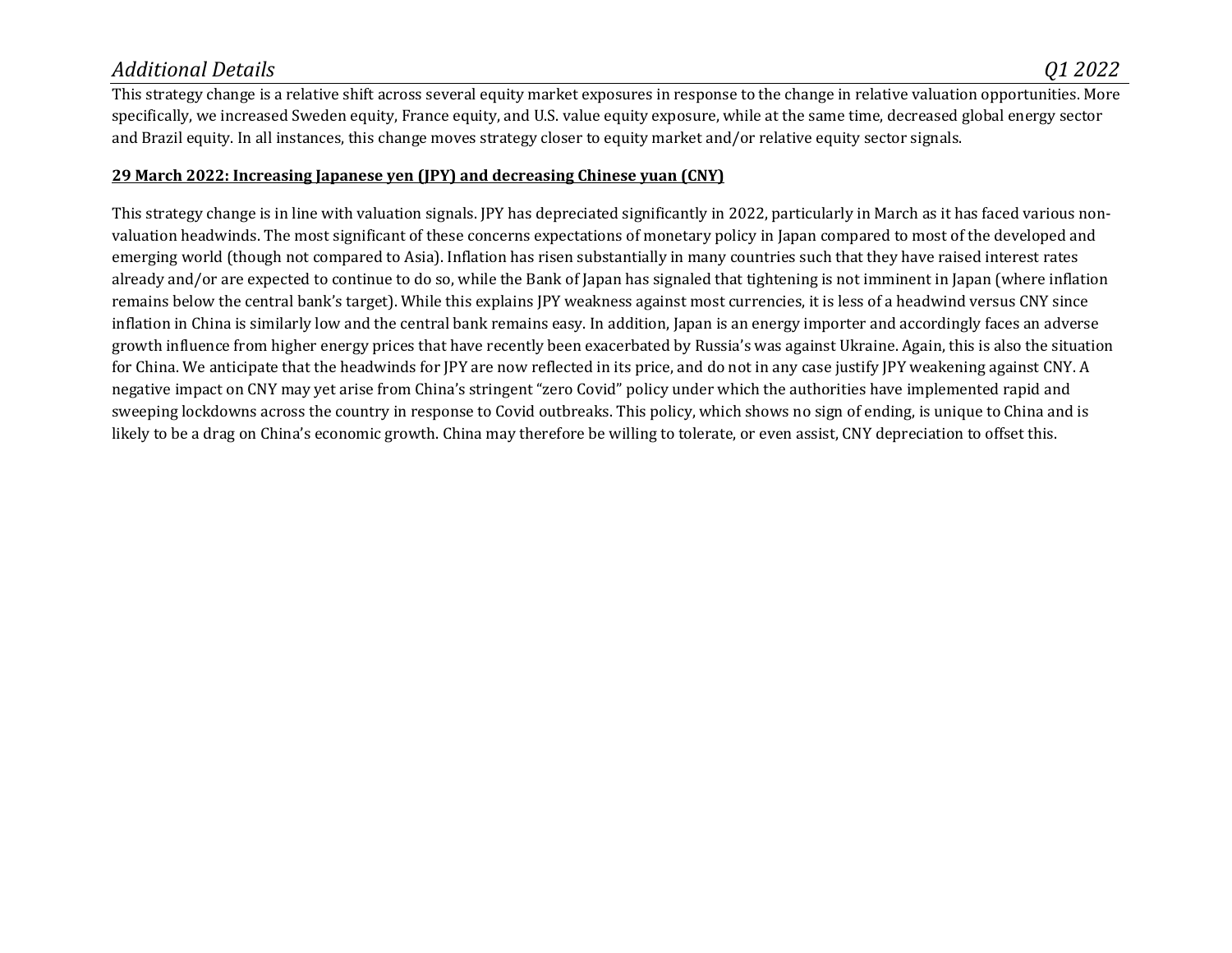This strategy change is a relative shift across several equity market exposures in response to the change in relative valuation opportunities. More specifically, we increased Sweden equity, France equity, and U.S. value equity exposure, while at the same time, decreased global energy sector and Brazil equity. In all instances, this change moves strategy closer to equity market and/or relative equity sector signals.

**29 March 2022: Increasing Japanese yen (JPY) and decreasing Chinese yuan (CNY)**

This strategy change is in line with valuation signals. JPY has depreciated significantly in 2022, particularly in March as it has faced various non-valuation headwinds. The most significant of these concerns expectations of monetary policy in Japan compared to most of the developed and emerging world (though not compared to Asia). Inflation has risen substantially in many countries such that they have raised interest rates already and/or are expected to continue to do so, while the Bank of Japan has signaled that tightening is not imminent in Japan (where inflation remains below the central bank's target). While this explains JPY weakness against most currencies, it is less of a headwind versus CNY since inflation in China is similarly low and the central bank remains easy. In addition, Japan is an energy importer and accordingly faces an adverse growth influence from higher energy prices that have recently been exacerbated by Russia's was against Ukraine. Again, this is also the situation for China. We anticipate that the headwinds for JPY are now reflected in its price, and do not in any case justify JPY weakening against CNY. A negative impact on CNY may yet arise from China's stringent "zero Covid" policy under which the authorities have implemented rapid and sweeping lockdowns across the country in response to Covid outbreaks. This policy, which shows no sign of ending, is unique to China and is likely to be a drag on China's economic growth. China may therefore be willing to tolerate, or even assist, CNY depreciation to offset this.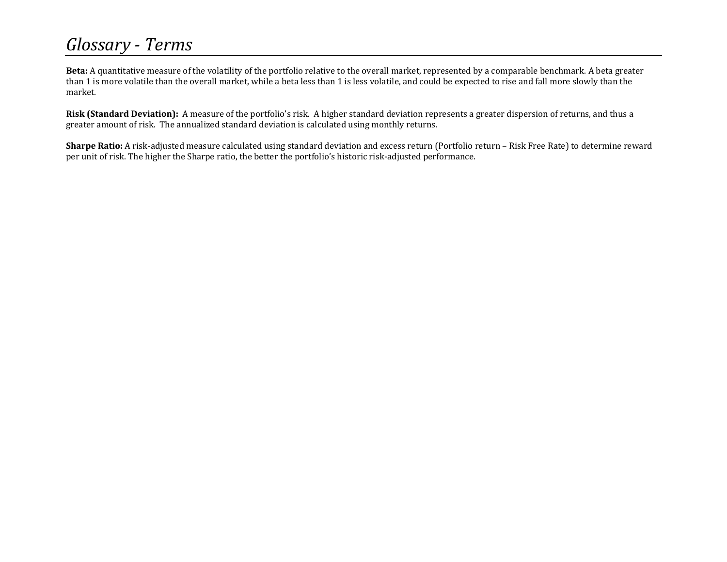# *Glossary - Terms*

**Beta:** A quantitative measure of the volatility of the portfolio relative to the overall market, represented by a comparable benchmark. A beta greater than 1 is more volatile than the overall market, while a beta less than 1 is less volatile, and could be expected to rise and fall more slowly than the market.

**Risk (Standard Deviation):** A measure of the portfolio's risk. A higher standard deviation represents a greater dispersion of returns, and thus a greater amount of risk. The annualized standard deviation is calculated using monthly returns.

**Sharpe Ratio:** A risk-adjusted measure calculated using standard deviation and excess return (Portfolio return – Risk Free Rate) to determine reward per unit of risk. The higher the Sharpe ratio, the better the portfolio's historic risk-adjusted performance.